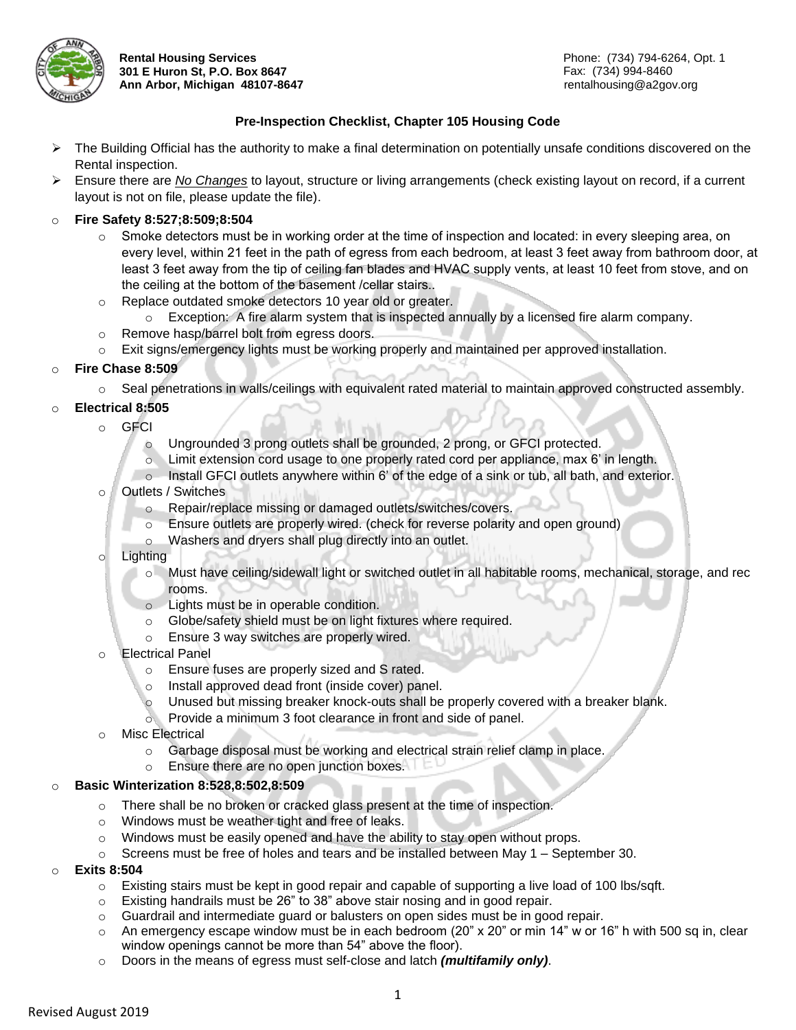**Rental Housing Services**
**301 E Huron St, P.O. Box 8647**
**Ann Arbor, Michigan 48107-8647**

Phone: (734) 794-6264, Opt. 1
Fax: (734) 994-8460
rentalhousing@a2gov.org

## Pre-Inspection Checklist, Chapter 105 Housing Code

- The Building Official has the authority to make a final determination on potentially unsafe conditions discovered on the Rental inspection.
- Ensure there are _No Changes_ to layout, structure or living arrangements (check existing layout on record, if a current layout is not on file, please update the file).

- **Fire Safety 8:527;8:509;8:504**
  - Smoke detectors must be in working order at the time of inspection and located: in every sleeping area, on every level, within 21 feet in the path of egress from each bedroom, at least 3 feet away from bathroom door, at least 3 feet away from the tip of ceiling fan blades and HVAC supply vents, at least 10 feet from stove, and on the ceiling at the bottom of the basement /cellar stairs..
  - Replace outdated smoke detectors 10 year old or greater.
    - Exception: A fire alarm system that is inspected annually by a licensed fire alarm company.
  - Remove hasp/barrel bolt from egress doors.
  - Exit signs/emergency lights must be working properly and maintained per approved installation.
- **Fire Chase 8:509**
  - Seal penetrations in walls/ceilings with equivalent rated material to maintain approved constructed assembly.
- **Electrical 8:505**
  - GFCI
    - Ungrounded 3 prong outlets shall be grounded, 2 prong, or GFCI protected.
    - Limit extension cord usage to one properly rated cord per appliance, max 6' in length.
    - Install GFCI outlets anywhere within 6' of the edge of a sink or tub, all bath, and exterior.
  - Outlets / Switches
    - Repair/replace missing or damaged outlets/switches/covers.
    - Ensure outlets are properly wired. (check for reverse polarity and open ground)
    - Washers and dryers shall plug directly into an outlet.
  - Lighting
    - Must have ceiling/sidewall light or switched outlet in all habitable rooms, mechanical, storage, and rec rooms.
    - Lights must be in operable condition.
    - Globe/safety shield must be on light fixtures where required.
    - Ensure 3 way switches are properly wired.
  - Electrical Panel
    - Ensure fuses are properly sized and S rated.
    - Install approved dead front (inside cover) panel.
    - Unused but missing breaker knock-outs shall be properly covered with a breaker blank.
    - Provide a minimum 3 foot clearance in front and side of panel.
  - Misc Electrical
    - Garbage disposal must be working and electrical strain relief clamp in place.
    - Ensure there are no open junction boxes.
- **Basic Winterization 8:528,8:502,8:509**
  - There shall be no broken or cracked glass present at the time of inspection.
  - Windows must be weather tight and free of leaks.
  - Windows must be easily opened and have the ability to stay open without props.
  - Screens must be free of holes and tears and be installed between May 1 – September 30.
- **Exits 8:504**
  - Existing stairs must be kept in good repair and capable of supporting a live load of 100 lbs/sqft.
  - Existing handrails must be 26" to 38" above stair nosing and in good repair.
  - Guardrail and intermediate guard or balusters on open sides must be in good repair.
  - An emergency escape window must be in each bedroom (20" x 20" or min 14" w or 16" h with 500 sq in, clear window openings cannot be more than 54" above the floor).
  - Doors in the means of egress must self-close and latch ***(multifamily only)***.

Revised August 2019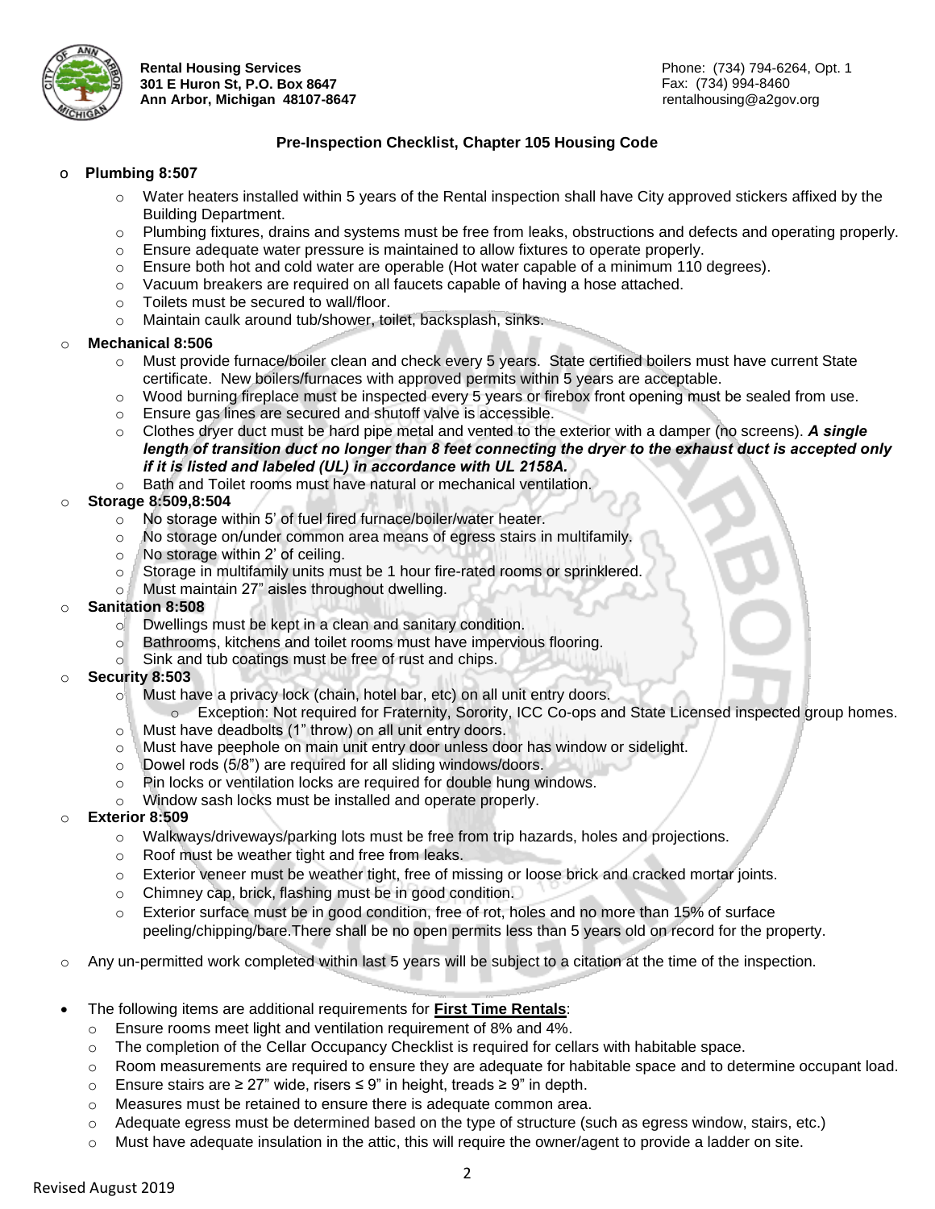**Rental Housing Services**
**301 E Huron St, P.O. Box 8647**
**Ann Arbor, Michigan 48107-8647**

Phone: (734) 794-6264, Opt. 1
Fax: (734) 994-8460
rentalhousing@a2gov.org

## Pre-Inspection Checklist, Chapter 105 Housing Code

- **Plumbing 8:507**
  - Water heaters installed within 5 years of the Rental inspection shall have City approved stickers affixed by the Building Department.
  - Plumbing fixtures, drains and systems must be free from leaks, obstructions and defects and operating properly.
  - Ensure adequate water pressure is maintained to allow fixtures to operate properly.
  - Ensure both hot and cold water are operable (Hot water capable of a minimum 110 degrees).
  - Vacuum breakers are required on all faucets capable of having a hose attached.
  - Toilets must be secured to wall/floor.
  - Maintain caulk around tub/shower, toilet, backsplash, sinks.
- **Mechanical 8:506**
  - Must provide furnace/boiler clean and check every 5 years. State certified boilers must have current State certificate. New boilers/furnaces with approved permits within 5 years are acceptable.
  - Wood burning fireplace must be inspected every 5 years or firebox front opening must be sealed from use.
  - Ensure gas lines are secured and shutoff valve is accessible.
  - Clothes dryer duct must be hard pipe metal and vented to the exterior with a damper (no screens). ***A single length of transition duct no longer than 8 feet connecting the dryer to the exhaust duct is accepted only if it is listed and labeled (UL) in accordance with UL 2158A.***
  - Bath and Toilet rooms must have natural or mechanical ventilation.
- **Storage 8:509,8:504**
  - No storage within 5' of fuel fired furnace/boiler/water heater.
  - No storage on/under common area means of egress stairs in multifamily.
  - No storage within 2' of ceiling.
  - Storage in multifamily units must be 1 hour fire-rated rooms or sprinklered.
  - Must maintain 27" aisles throughout dwelling.
- **Sanitation 8:508**
  - Dwellings must be kept in a clean and sanitary condition.
  - Bathrooms, kitchens and toilet rooms must have impervious flooring.
  - Sink and tub coatings must be free of rust and chips.
- **Security 8:503**
  - Must have a privacy lock (chain, hotel bar, etc) on all unit entry doors.
    - Exception: Not required for Fraternity, Sorority, ICC Co-ops and State Licensed inspected group homes.
  - Must have deadbolts (1" throw) on all unit entry doors.
  - Must have peephole on main unit entry door unless door has window or sidelight.
  - Dowel rods (5/8") are required for all sliding windows/doors.
  - Pin locks or ventilation locks are required for double hung windows.
  - Window sash locks must be installed and operate properly.
- **Exterior 8:509**
  - Walkways/driveways/parking lots must be free from trip hazards, holes and projections.
  - Roof must be weather tight and free from leaks.
  - Exterior veneer must be weather tight, free of missing or loose brick and cracked mortar joints.
  - Chimney cap, brick, flashing must be in good condition.
  - Exterior surface must be in good condition, free of rot, holes and no more than 15% of surface peeling/chipping/bare. There shall be no open permits less than 5 years old on record for the property.
- Any un-permitted work completed within last 5 years will be subject to a citation at the time of the inspection.

- The following items are additional requirements for **<u>First Time Rentals</u>**:
  - Ensure rooms meet light and ventilation requirement of 8% and 4%.
  - The completion of the Cellar Occupancy Checklist is required for cellars with habitable space.
  - Room measurements are required to ensure they are adequate for habitable space and to determine occupant load.
  - Ensure stairs are ≥ 27" wide, risers ≤ 9" in height, treads ≥ 9" in depth.
  - Measures must be retained to ensure there is adequate common area.
  - Adequate egress must be determined based on the type of structure (such as egress window, stairs, etc.)
  - Must have adequate insulation in the attic, this will require the owner/agent to provide a ladder on site.

Revised August 2019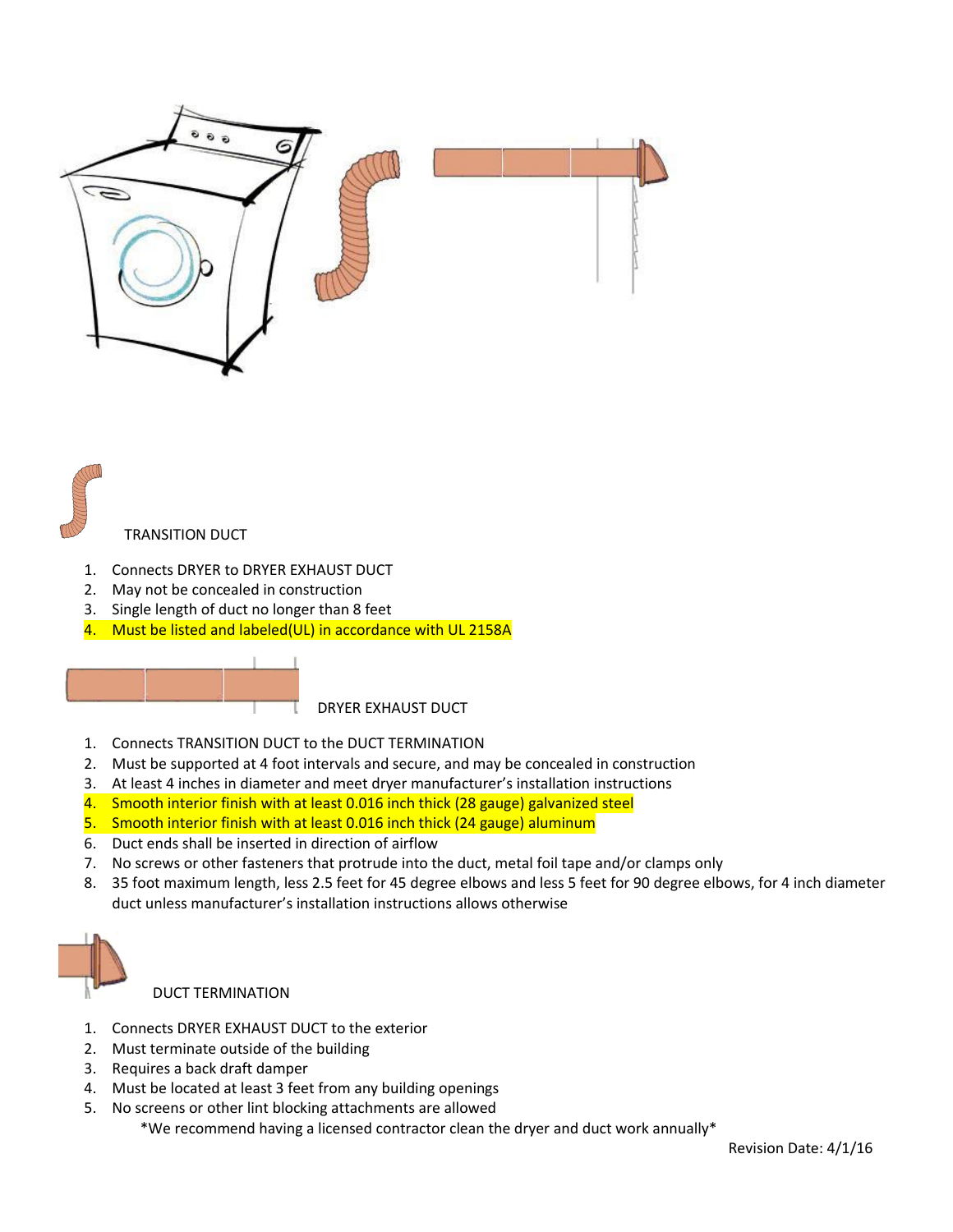TRANSITION DUCT

1. Connects DRYER to DRYER EXHAUST DUCT
2. May not be concealed in construction
3. Single length of duct no longer than 8 feet
4. Must be listed and labeled(UL) in accordance with UL 2158A

DRYER EXHAUST DUCT

1. Connects TRANSITION DUCT to the DUCT TERMINATION
2. Must be supported at 4 foot intervals and secure, and may be concealed in construction
3. At least 4 inches in diameter and meet dryer manufacturer's installation instructions
4. Smooth interior finish with at least 0.016 inch thick (28 gauge) galvanized steel
5. Smooth interior finish with at least 0.016 inch thick (24 gauge) aluminum
6. Duct ends shall be inserted in direction of airflow
7. No screws or other fasteners that protrude into the duct, metal foil tape and/or clamps only
8. 35 foot maximum length, less 2.5 feet for 45 degree elbows and less 5 feet for 90 degree elbows, for 4 inch diameter duct unless manufacturer's installation instructions allows otherwise

DUCT TERMINATION

1. Connects DRYER EXHAUST DUCT to the exterior
2. Must terminate outside of the building
3. Requires a back draft damper
4. Must be located at least 3 feet from any building openings
5. No screens or other lint blocking attachments are allowed

*We recommend having a licensed contractor clean the dryer and duct work annually*

Revision Date: 4/1/16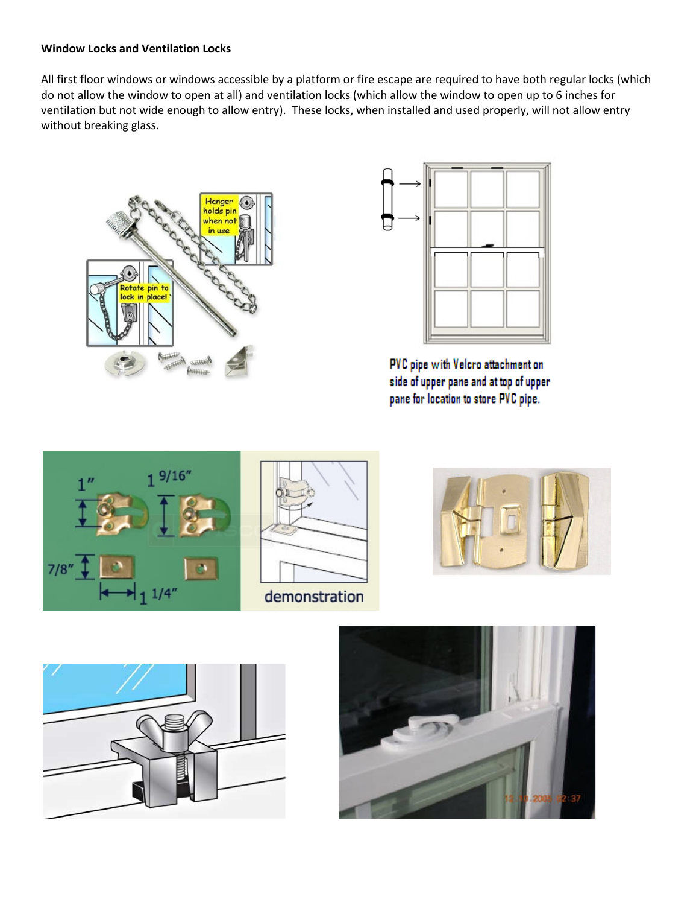**Window Locks and Ventilation Locks**

All first floor windows or windows accessible by a platform or fire escape are required to have both regular locks (which do not allow the window to open at all) and ventilation locks (which allow the window to open up to 6 inches for ventilation but not wide enough to allow entry). These locks, when installed and used properly, will not allow entry without breaking glass.

PVC pipe with Velcro attachment on side of upper pane and at top of upper pane for location to store PVC pipe.